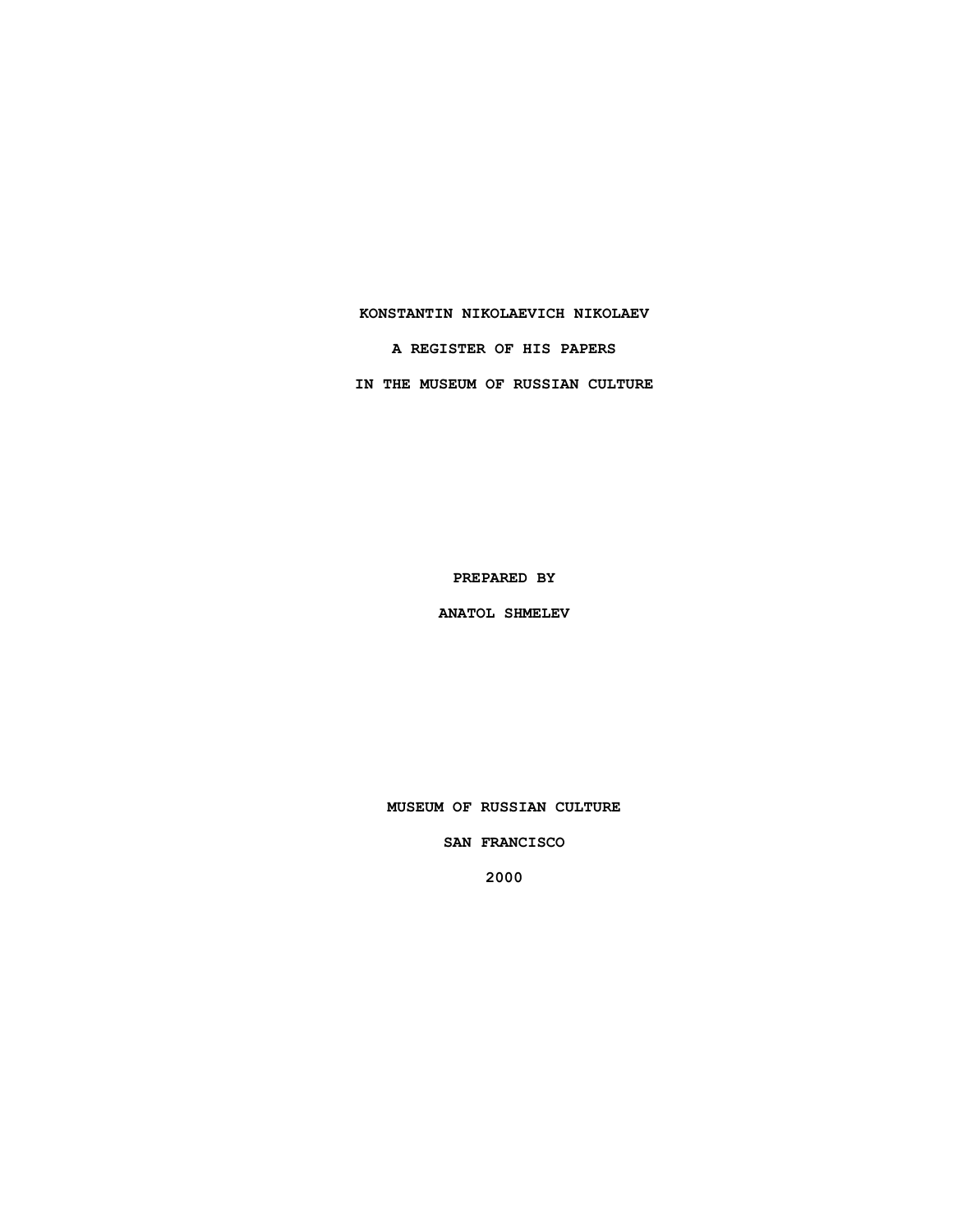# KONSTANTIN NIKOLAEVICH NIKOLAEV

# A REGISTER OF HIS PAPERS

# IN THE MUSEUM OF RUSSIAN CULTURE

**PREPARED BY**

**ANATOL SHMELEV**

**MUSEUM OF RUSSIAN CULTURE**

**SAN FRANCISCO**

**2000**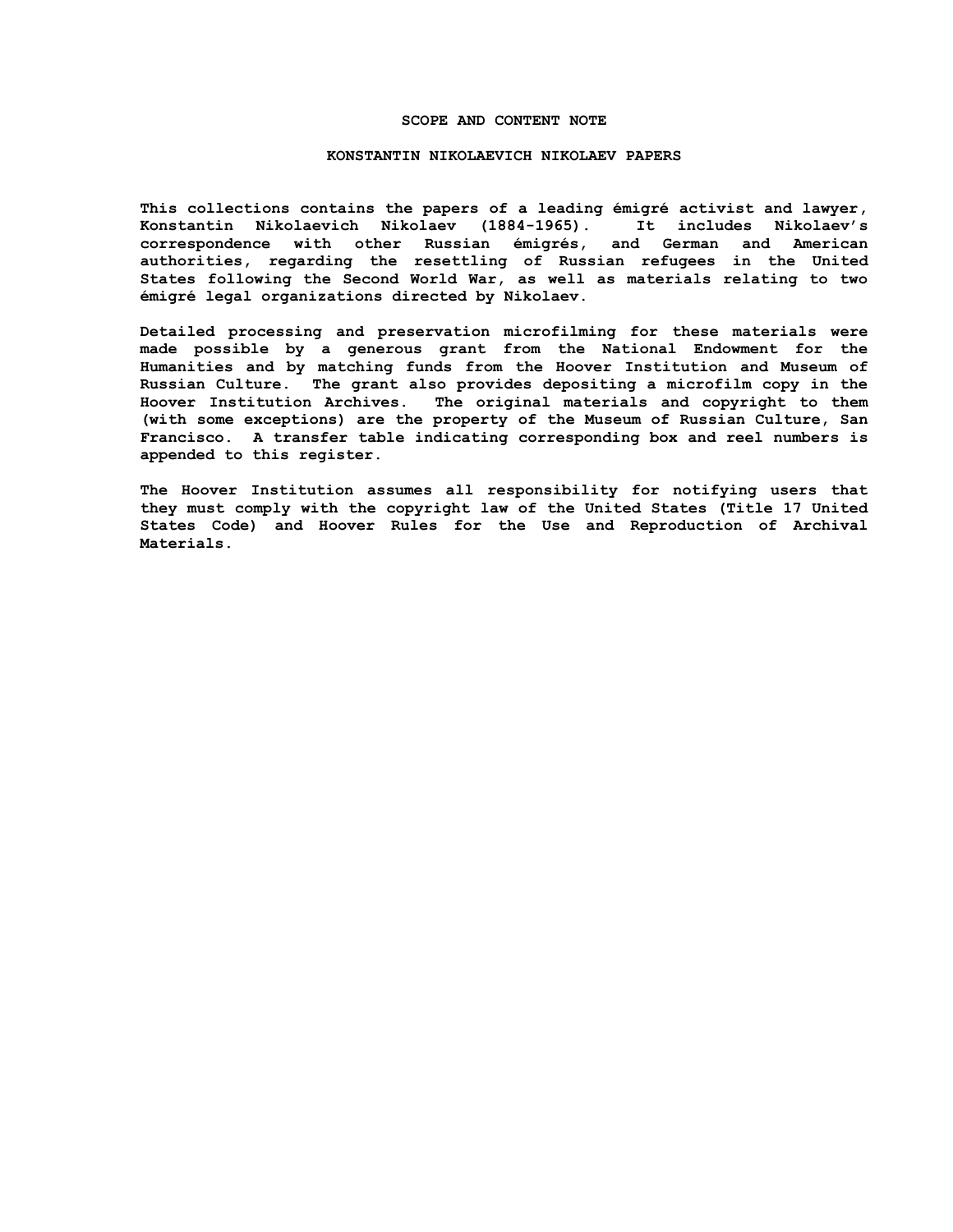## SCOPE AND CONTENT NOTE

### KONSTANTIN NIKOLAEVICH NIKOLAEV PAPERS

This collections contains the papers of a leading émigré activist and lawyer, Konstantin Nikolaevich Nikolaev (1884-1965). It includes Nikolaev's correspondence with other Russian émigrés, and German and American authorities, regarding the resettling of Russian refugees in the United States following the Second World War, as well as materials relating to two émigré legal organizations directed by Nikolaev.

Detailed processing and preservation microfilming for these materials were made possible by a generous grant from the National Endowment for the Humanities and by matching funds from the Hoover Institution and Museum of Russian Culture. The grant also provides depositing a microfilm copy in the Hoover Institution Archives. The original materials and copyright to them (with some exceptions) are the property of the Museum of Russian Culture, San Francisco. A transfer table indicating corresponding box and reel numbers is appended to this register.

The Hoover Institution assumes all responsibility for notifying users that they must comply with the copyright law of the United States (Title 17 United States Code) and Hoover Rules for the Use and Reproduction of Archival Materials.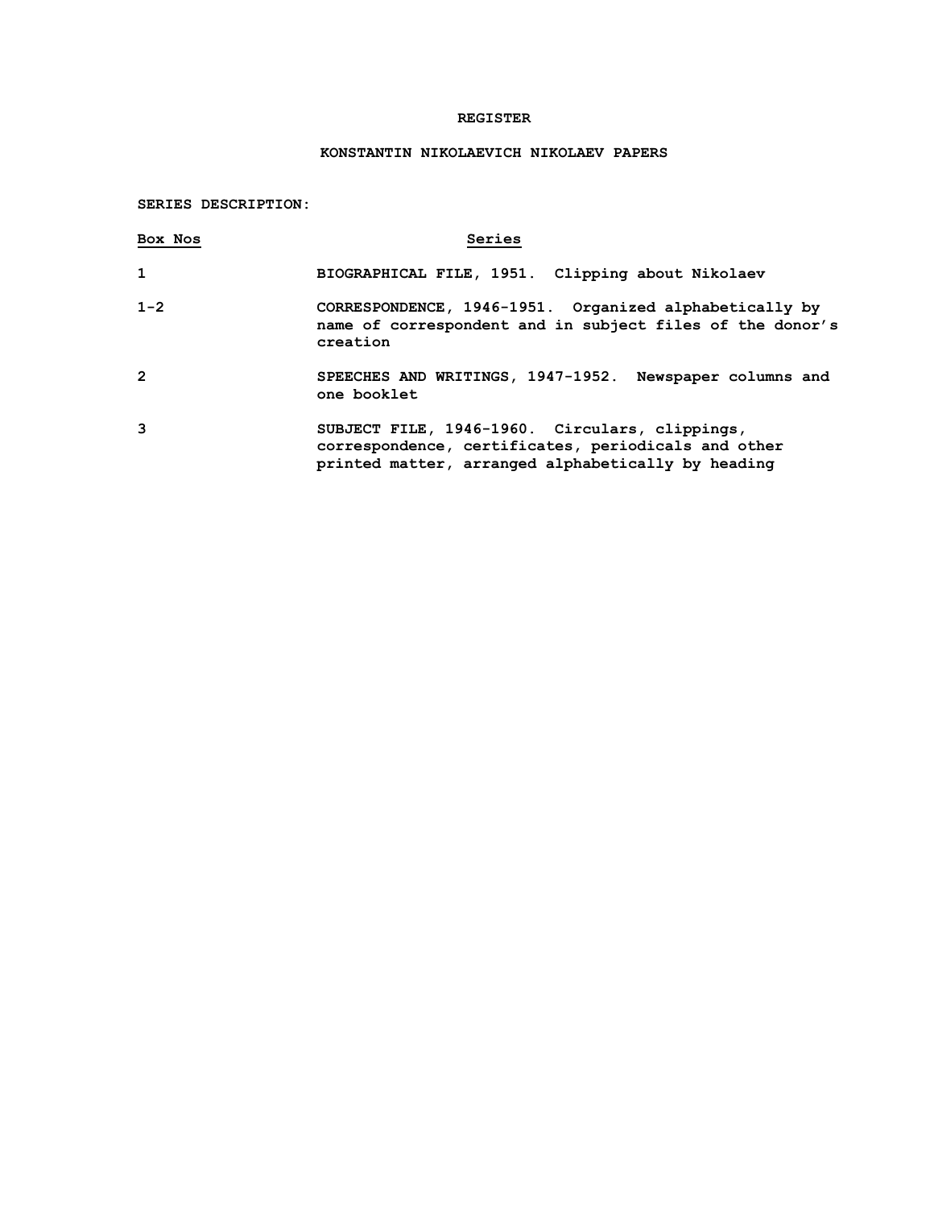# REGISTER

## KONSTANTIN NIKOLAEVICH NIKOLAEV PAPERS

**SERIES DESCRIPTION:**

| Box Nos | Series |
|---|---|
| 1 | BIOGRAPHICAL FILE, 1951. Clipping about Nikolaev |
| 1-2 | CORRESPONDENCE, 1946-1951. Organized alphabetically by name of correspondent and in subject files of the donor's creation |
| 2 | SPEECHES AND WRITINGS, 1947-1952. Newspaper columns and one booklet |
| 3 | SUBJECT FILE, 1946-1960. Circulars, clippings, correspondence, certificates, periodicals and other printed matter, arranged alphabetically by heading |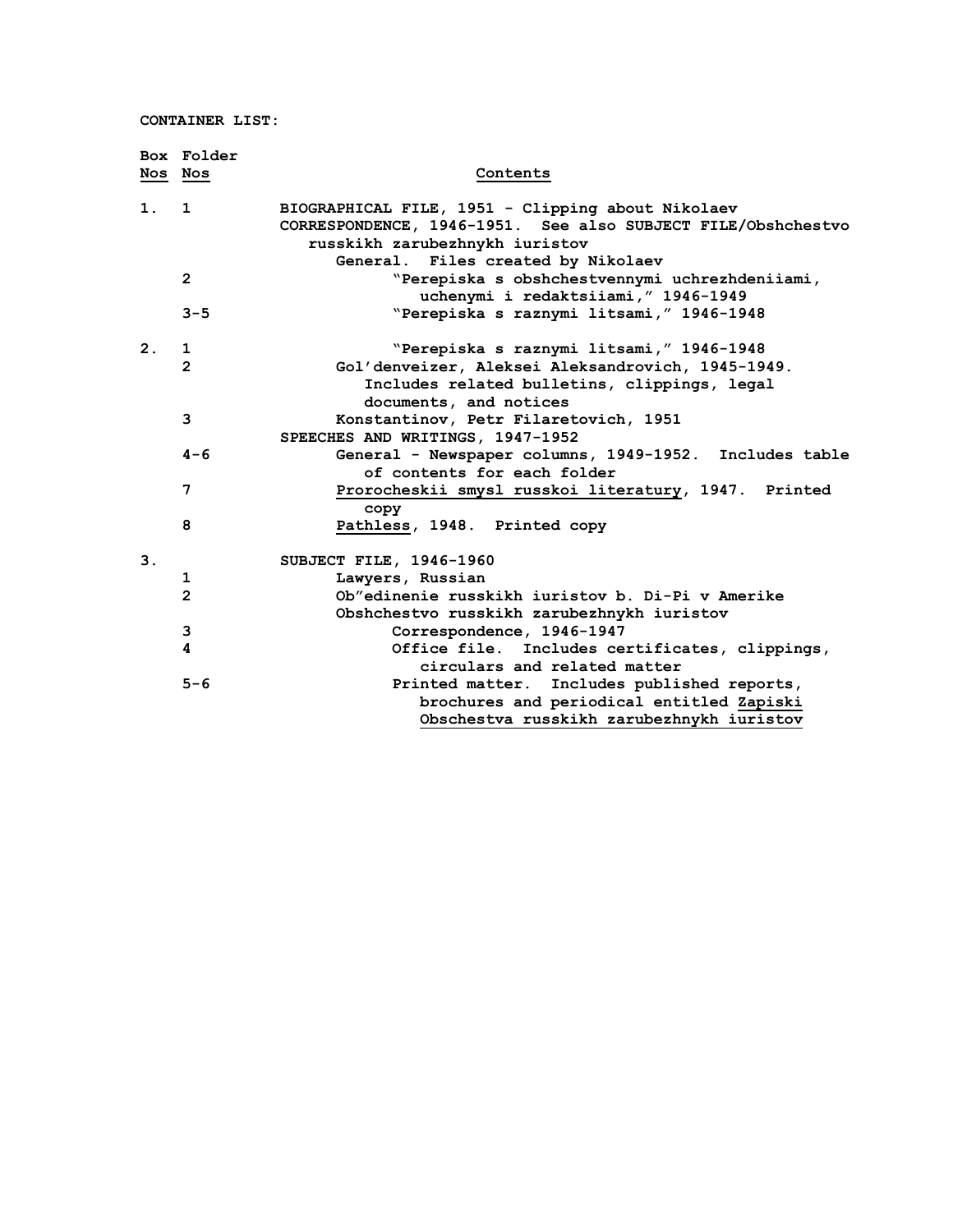**CONTAINER LIST:**

| Box Nos | Folder Nos | Contents |
|---|---|---|
| 1. | 1 | BIOGRAPHICAL FILE, 1951 - Clipping about Nikolaev |
| | | CORRESPONDENCE, 1946-1951. See also SUBJECT FILE/Obshchestvo russkikh zarubezhnykh iuristov |
| | | General. Files created by Nikolaev |
| | 2 | "Perepiska s obshchestvennymi uchrezhdeniiami, uchenymi i redaktsiiami," 1946-1949 |
| | 3-5 | "Perepiska s raznymi litsami," 1946-1948 |
| 2. | 1 | "Perepiska s raznymi litsami," 1946-1948 |
| | 2 | Gol'denveizer, Aleksei Aleksandrovich, 1945-1949. Includes related bulletins, clippings, legal documents, and notices |
| | 3 | Konstantinov, Petr Filaretovich, 1951 |
| | | SPEECHES AND WRITINGS, 1947-1952 |
| | 4-6 | General - Newspaper columns, 1949-1952. Includes table of contents for each folder |
| | 7 | <u>Prorocheskii smysl russkoi literatury</u>, 1947. Printed copy |
| | 8 | <u>Pathless</u>, 1948. Printed copy |
| 3. | | SUBJECT FILE, 1946-1960 |
| | 1 | Lawyers, Russian |
| | 2 | Ob"edinenie russkikh iuristov b. Di-Pi v Amerike |
| | | Obshchestvo russkikh zarubezhnykh iuristov |
| | 3 | Correspondence, 1946-1947 |
| | 4 | Office file. Includes certificates, clippings, circulars and related matter |
| | 5-6 | Printed matter. Includes published reports, brochures and periodical entitled <u>Zapiski Obschestva russkikh zarubezhnykh iuristov</u> |